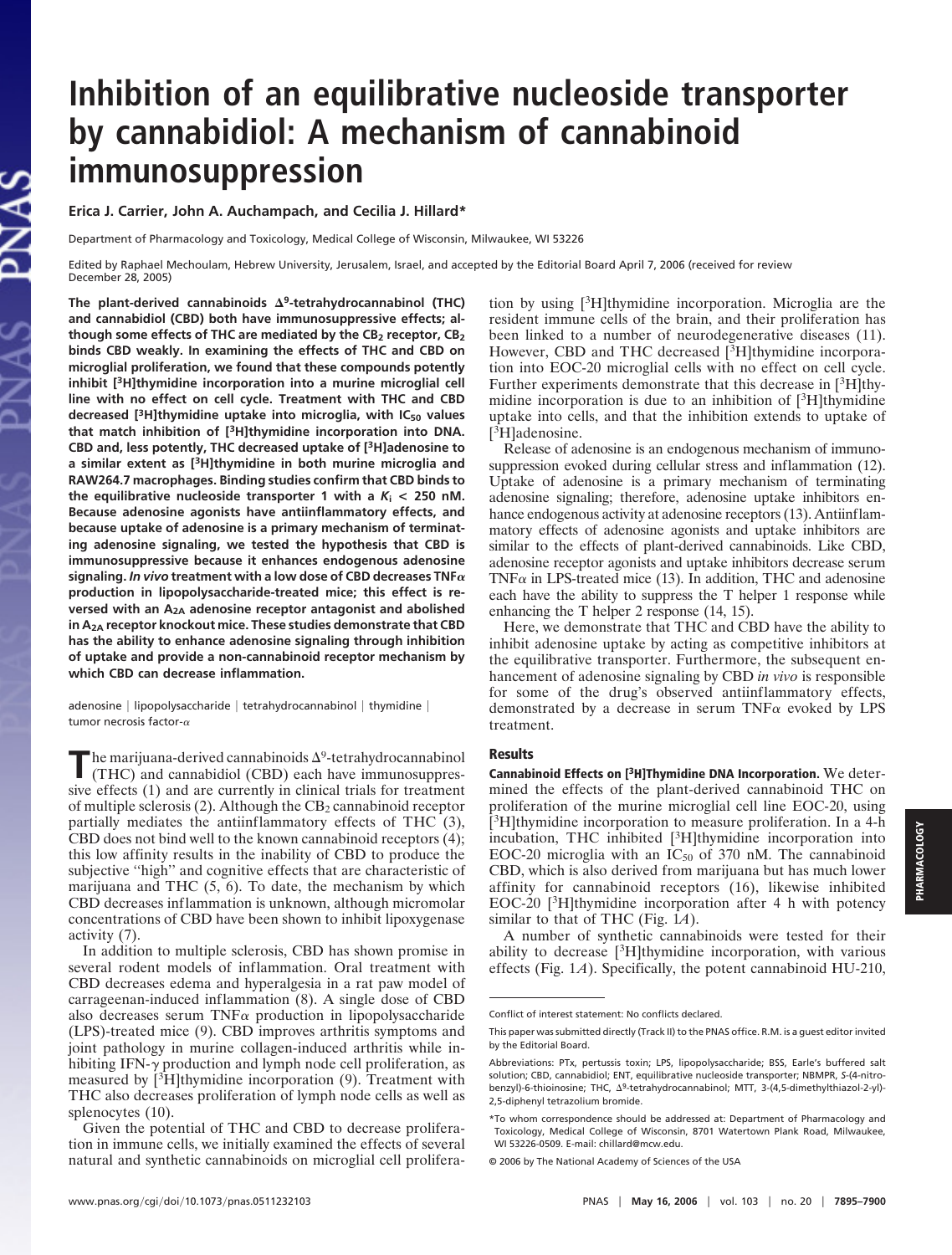# Inhibition of an equilibrative nucleoside transporter by cannabidiol: A mechanism of cannabinoid immunosuppression

**Erica J. Carrier, John A. Auchampach, and Cecilia J. Hillard***

Department of Pharmacology and Toxicology, Medical College of Wisconsin, Milwaukee, WI 53226

Edited by Raphael Mechoulam, Hebrew University, Jerusalem, Israel, and accepted by the Editorial Board April 7, 2006 (received for review December 28, 2005)

**The plant-derived cannabinoids $\Delta^9$-tetrahydrocannabinol (THC) and cannabidiol (CBD) both have immunosuppressive effects; although some effects of THC are mediated by the $CB_2$ receptor, $CB_2$ binds CBD weakly. In examining the effects of THC and CBD on microglial proliferation, we found that these compounds potently inhibit [$^3$H]thymidine incorporation into a murine microglial cell line with no effect on cell cycle. Treatment with THC and CBD decreased [$^3$H]thymidine uptake into microglia, with $IC_{50}$ values that match inhibition of [$^3$H]thymidine incorporation into DNA. CBD and, less potently, THC decreased uptake of [$^3$H]adenosine to a similar extent as [$^3$H]thymidine in both murine microglia and RAW264.7 macrophages. Binding studies confirm that CBD binds to the equilibrative nucleoside transporter 1 with a $K_i$ < 250 nM. Because adenosine agonists have antiinflammatory effects, and because uptake of adenosine is a primary mechanism of terminating adenosine signaling, we tested the hypothesis that CBD is immunosuppressive because it enhances endogenous adenosine signaling. *In vivo* treatment with a low dose of CBD decreases TNFα production in lipopolysaccharide-treated mice; this effect is reversed with an $A_{2A}$ adenosine receptor antagonist and abolished in $A_{2A}$ receptor knockout mice. These studies demonstrate that CBD has the ability to enhance adenosine signaling through inhibition of uptake and provide a non-cannabinoid receptor mechanism by which CBD can decrease inflammation.**

adenosine | lipopolysaccharide | tetrahydrocannabinol | thymidine | tumor necrosis factor-α

The marijuana-derived cannabinoids $\Delta^9$-tetrahydrocannabinol (THC) and cannabidiol (CBD) each have immunosuppressive effects (1) and are currently in clinical trials for treatment of multiple sclerosis (2). Although the $CB_2$ cannabinoid receptor partially mediates the antiinflammatory effects of THC (3), CBD does not bind well to the known cannabinoid receptors (4); this low affinity results in the inability of CBD to produce the subjective "high" and cognitive effects that are characteristic of marijuana and THC (5, 6). To date, the mechanism by which CBD decreases inflammation is unknown, although micromolar concentrations of CBD have been shown to inhibit lipoxygenase activity (7).

In addition to multiple sclerosis, CBD has shown promise in several rodent models of inflammation. Oral treatment with CBD decreases edema and hyperalgesia in a rat paw model of carrageenan-induced inflammation (8). A single dose of CBD also decreases serum TNFα production in lipopolysaccharide (LPS)-treated mice (9). CBD improves arthritis symptoms and joint pathology in murine collagen-induced arthritis while inhibiting IFN-γ production and lymph node cell proliferation, as measured by [$^3$H]thymidine incorporation (9). Treatment with THC also decreases proliferation of lymph node cells as well as splenocytes (10).

Given the potential of THC and CBD to decrease proliferation in immune cells, we initially examined the effects of several natural and synthetic cannabinoids on microglial cell proliferation by using [$^3$H]thymidine incorporation. Microglia are the resident immune cells of the brain, and their proliferation has been linked to a number of neurodegenerative diseases (11). However, CBD and THC decreased [$^3$H]thymidine incorporation into EOC-20 microglial cells with no effect on cell cycle. Further experiments demonstrate that this decrease in [$^3$H]thymidine incorporation is due to an inhibition of [$^3$H]thymidine uptake into cells, and that the inhibition extends to uptake of [$^3$H]adenosine.

Release of adenosine is an endogenous mechanism of immunosuppression evoked during cellular stress and inflammation (12). Uptake of adenosine is a primary mechanism of terminating adenosine signaling; therefore, adenosine uptake inhibitors enhance endogenous activity at adenosine receptors (13). Antiinflammatory effects of adenosine agonists and uptake inhibitors are similar to the effects of plant-derived cannabinoids. Like CBD, adenosine receptor agonists and uptake inhibitors decrease serum TNFα in LPS-treated mice (13). In addition, THC and adenosine each have the ability to suppress the T helper 1 response while enhancing the T helper 2 response (14, 15).

Here, we demonstrate that THC and CBD have the ability to inhibit adenosine uptake by acting as competitive inhibitors at the equilibrative transporter. Furthermore, the subsequent enhancement of adenosine signaling by CBD *in vivo* is responsible for some of the drug's observed antiinflammatory effects, demonstrated by a decrease in serum TNFα evoked by LPS treatment.

## Results

**Cannabinoid Effects on [$^3$H]Thymidine DNA Incorporation.** We determined the effects of the plant-derived cannabinoid THC on proliferation of the murine microglial cell line EOC-20, using [$^3$H]thymidine incorporation to measure proliferation. In a 4-h incubation, THC inhibited [$^3$H]thymidine incorporation into EOC-20 microglia with an $IC_{50}$ of 370 nM. The cannabinoid CBD, which is also derived from marijuana but has much lower affinity for cannabinoid receptors (16), likewise inhibited EOC-20 [$^3$H]thymidine incorporation after 4 h with potency similar to that of THC (Fig. 1*A*).

A number of synthetic cannabinoids were tested for their ability to decrease [$^3$H]thymidine incorporation, with various effects (Fig. 1*A*). Specifically, the potent cannabinoid HU-210,

---

Conflict of interest statement: No conflicts declared.

This paper was submitted directly (Track II) to the PNAS office. R.M. is a guest editor invited by the Editorial Board.

Abbreviations: PTx, pertussis toxin; LPS, lipopolysaccharide; BSS, Earle's buffered salt solution; CBD, cannabidiol; ENT, equilibrative nucleoside transporter; NBMPR, *S*-(4-nitrobenzyl)-6-thioinosine; THC, $\Delta^9$-tetrahydrocannabinol; MTT, 3-(4,5-dimethylthiazol-2-yl)-2,5-diphenyl tetrazolium bromide.

*To whom correspondence should be addressed at: Department of Pharmacology and Toxicology, Medical College of Wisconsin, 8701 Watertown Plank Road, Milwaukee, WI 53226-0509. E-mail: chillard@mcw.edu.

© 2006 by The National Academy of Sciences of the USA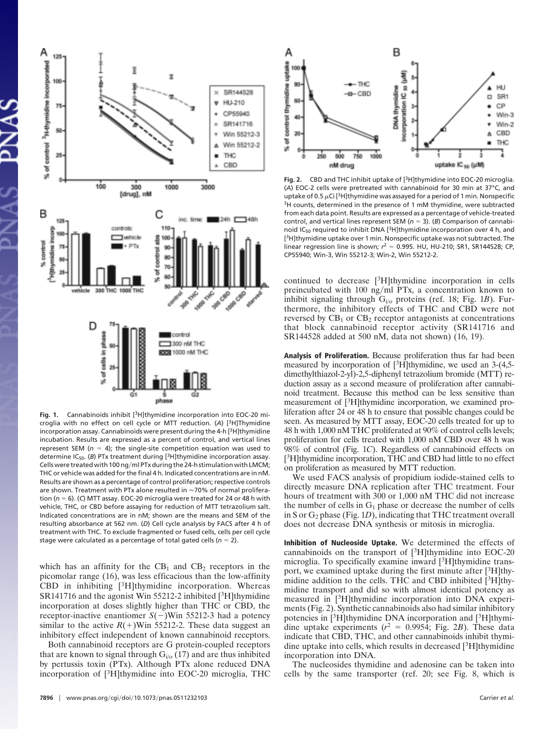**Fig. 1.** Cannabinoids inhibit [$^3$H]thymidine incorporation into EOC-20 microglia with no effect on cell cycle or MTT reduction. (*A*) [$^3$H]Thymidine incorporation assay. Cannabinoids were present during the 4-h [$^3$H]thymidine incubation. Results are expressed as a percent of control, and vertical lines represent SEM ($n = 4$); the single-site competition equation was used to determine $IC_{50}$. (*B*) PTx treatment during [$^3$H]thymidine incorporation assay. Cells were treated with 100 ng/ml PTx during the 24-h stimulation with LMCM; THC or vehicle was added for the final 4 h. Indicated concentrations are in nM. Results are shown as a percentage of control proliferation; respective controls are shown. Treatment with PTx alone resulted in ≈70% of normal proliferation ($n = 6$). (*C*) MTT assay. EOC-20 microglia were treated for 24 or 48 h with vehicle, THC, or CBD before assaying for reduction of MTT tetrazolium salt. Indicated concentrations are in nM; shown are the means and SEM of the resulting absorbance at 562 nm. (*D*) Cell cycle analysis by FACS after 4 h of treatment with THC. To exclude fragmented or fused cells, cells per cell cycle stage were calculated as a percentage of total gated cells ($n = 2$).

which has an affinity for the $CB_1$ and $CB_2$ receptors in the picomolar range (16), was less efficacious than the low-affinity CBD in inhibiting [$^3$H]thymidine incorporation. Whereas SR141716 and the agonist Win 55212-2 inhibited [$^3$H]thymidine incorporation at doses slightly higher than THC or CBD, the receptor-inactive enantiomer *S*(−)Win 55212-3 had a potency similar to the active *R*(+)Win 55212-2. These data suggest an inhibitory effect independent of known cannabinoid receptors.

Both cannabinoid receptors are G protein-coupled receptors that are known to signal through $G_{i/o}$ (17) and are thus inhibited by pertussis toxin (PTx). Although PTx alone reduced DNA incorporation of [$^3$H]thymidine into EOC-20 microglia, THC continued to decrease [$^3$H]thymidine incorporation in cells preincubated with 100 ng/ml PTx, a concentration known to inhibit signaling through $G_{i/o}$ proteins (ref. 18; Fig. 1*B*). Furthermore, the inhibitory effects of THC and CBD were not reversed by $CB_1$ or $CB_2$ receptor antagonists at concentrations that block cannabinoid receptor activity (SR141716 and SR144528 added at 500 nM, data not shown) (16, 19).

**Fig. 2.** CBD and THC inhibit uptake of [$^3$H]thymidine into EOC-20 microglia. (*A*) EOC-2 cells were pretreated with cannabinoid for 30 min at 37°C, and uptake of 0.5 μCi [$^3$H]thymidine was assayed for a period of 1 min. Nonspecific $^3$H counts, determined in the presence of 1 mM thymidine, were subtracted from each data point. Results are expressed as a percentage of vehicle-treated control, and vertical lines represent SEM ($n = 3$). (*B*) Comparison of cannabinoid $IC_{50}$ required to inhibit DNA [$^3$H]thymidine incorporation over 4 h, and [$^3$H]thymidine uptake over 1 min. Nonspecific uptake was not subtracted. The linear regression line is shown; $r^2 = 0.995$. HU, HU-210; SR1, SR144528; CP, CP55940; Win-3, Win 55212-3; Win-2, Win 55212-2.

**Analysis of Proliferation.** Because proliferation thus far had been measured by incorporation of [$^3$H]thymidine, we used an 3-(4,5-dimethylthiazol-2-yl)-2,5-diphenyl tetrazolium bromide (MTT) reduction assay as a second measure of proliferation after cannabinoid treatment. Because this method can be less sensitive than measurement of [$^3$H]thymidine incorporation, we examined proliferation after 24 or 48 h to ensure that possible changes could be seen. As measured by MTT assay, EOC-20 cells treated for up to 48 h with 1,000 nM THC proliferated at 90% of control cells levels; proliferation for cells treated with 1,000 nM CBD over 48 h was 98% of control (Fig. 1*C*). Regardless of cannabinoid effects on [$^3$H]thymidine incorporation, THC and CBD had little to no effect on proliferation as measured by MTT reduction.

We used FACS analysis of propidium iodide-stained cells to directly measure DNA replication after THC treatment. Four hours of treatment with 300 or 1,000 nM THC did not increase the number of cells in $G_1$ phase or decrease the number of cells in S or $G_2$ phase (Fig. 1*D*), indicating that THC treatment overall does not decrease DNA synthesis or mitosis in microglia.

**Inhibition of Nucleoside Uptake.** We determined the effects of cannabinoids on the transport of [$^3$H]thymidine into EOC-20 microglia. To specifically examine inward [$^3$H]thymidine transport, we examined uptake during the first minute after [$^3$H]thymidine addition to the cells. THC and CBD inhibited [$^3$H]thymidine transport and did so with almost identical potency as measured in [$^3$H]thymidine incorporation into DNA experiments (Fig. 2). Synthetic cannabinoids also had similar inhibitory potencies in [$^3$H]thymidine DNA incorporation and [$^3$H]thymidine uptake experiments ($r^2 = 0.9954$; Fig. 2*B*). These data indicate that CBD, THC, and other cannabinoids inhibit thymidine uptake into cells, which results in decreased [$^3$H]thymidine incorporation into DNA.

The nucleosides thymidine and adenosine can be taken into cells by the same transporter (ref. 20; see Fig. 8, which is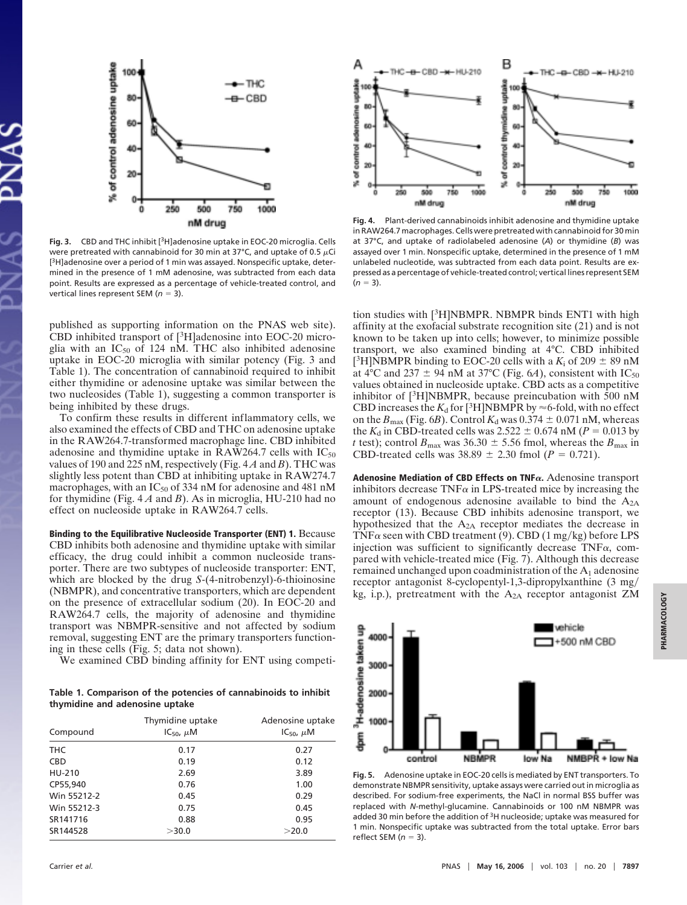published as supporting information on the PNAS web site). CBD inhibited transport of [$^3$H]adenosine into EOC-20 microglia with an $IC_{50}$ of 124 nM. THC also inhibited adenosine uptake in EOC-20 microglia with similar potency (Fig. 3 and Table 1). The concentration of cannabinoid required to inhibit either thymidine or adenosine uptake was similar between the two nucleosides (Table 1), suggesting a common transporter is being inhibited by these drugs.

To confirm these results in different inflammatory cells, we also examined the effects of CBD and THC on adenosine uptake in the RAW264.7-transformed macrophage line. CBD inhibited adenosine and thymidine uptake in RAW264.7 cells with $IC_{50}$ values of 190 and 225 nM, respectively (Fig. 4 *A* and *B*). THC was slightly less potent than CBD at inhibiting uptake in RAW274.7 macrophages, with an $IC_{50}$ of 334 nM for adenosine and 481 nM for thymidine (Fig. 4 *A* and *B*). As in microglia, HU-210 had no effect on nucleoside uptake in RAW264.7 cells.

**Binding to the Equilibrative Nucleoside Transporter (ENT) 1.** Because CBD inhibits both adenosine and thymidine uptake with similar efficacy, the drug could inhibit a common nucleoside transporter. There are two subtypes of nucleoside transporter: ENT, which are blocked by the drug *S*-(4-nitrobenzyl)-6-thioinosine (NBMPR), and concentrative transporters, which are dependent on the presence of extracellular sodium (20). In EOC-20 and RAW264.7 cells, the majority of adenosine and thymidine transport was NBMPR-sensitive and not affected by sodium removal, suggesting ENT are the primary transporters functioning in these cells (Fig. 5; data not shown).

We examined CBD binding affinity for ENT using competition studies with [$^3$H]NBMPR. NBMPR binds ENT1 with high affinity at the exofacial substrate recognition site (21) and is not known to be taken up into cells; however, to minimize possible transport, we also examined binding at 4°C. CBD inhibited [$^3$H]NBMPR binding to EOC-20 cells with a $K_i$ of 209 ± 89 nM at 4°C and 237 ± 94 nM at 37°C (Fig. 6*A*), consistent with $IC_{50}$ values obtained in nucleoside uptake. CBD acts as a competitive inhibitor of [$^3$H]NBMPR, because preincubation with 500 nM CBD increases the $K_d$ for [$^3$H]NBMPR by ≈6-fold, with no effect on the $B_{max}$ (Fig. 6*B*). Control $K_d$ was 0.374 ± 0.071 nM, whereas the $K_d$ in CBD-treated cells was 2.522 ± 0.674 nM ($P = 0.013$ by *t* test); control $B_{max}$ was 36.30 ± 5.56 fmol, whereas the $B_{max}$ in CBD-treated cells was 38.89 ± 2.30 fmol ($P = 0.721$).

**Adenosine Mediation of CBD Effects on TNFα.** Adenosine transport inhibitors decrease TNFα in LPS-treated mice by increasing the amount of endogenous adenosine available to bind the $A_{2A}$ receptor (13). Because CBD inhibits adenosine transport, we hypothesized that the $A_{2A}$ receptor mediates the decrease in TNFα seen with CBD treatment (9). CBD (1 mg/kg) before LPS injection was sufficient to significantly decrease TNFα, compared with vehicle-treated mice (Fig. 7). Although this decrease remained unchanged upon coadministration of the $A_1$ adenosine receptor antagonist 8-cyclopentyl-1,3-dipropylxanthine (3 mg/kg, i.p.), pretreatment with the $A_{2A}$ receptor antagonist ZM

**Fig. 3.** CBD and THC inhibit [$^3$H]adenosine uptake in EOC-20 microglia. Cells were pretreated with cannabinoid for 30 min at 37°C, and uptake of 0.5 μCi [$^3$H]adenosine over a period of 1 min was assayed. Nonspecific uptake, determined in the presence of 1 mM adenosine, was subtracted from each data point. Results are expressed as a percentage of vehicle-treated control, and vertical lines represent SEM ($n = 3$).

**Fig. 4.** Plant-derived cannabinoids inhibit adenosine and thymidine uptake in RAW264.7 macrophages. Cells were pretreated with cannabinoid for 30 min at 37°C, and uptake of radiolabeled adenosine (*A*) or thymidine (*B*) was assayed over 1 min. Nonspecific uptake, determined in the presence of 1 mM unlabeled nucleotide, was subtracted from each data point. Results are expressed as a percentage of vehicle-treated control; vertical lines represent SEM ($n = 3$).

**Table 1. Comparison of the potencies of cannabinoids to inhibit thymidine and adenosine uptake**

| Compound | Thymidine uptake $IC_{50}$, μM | Adenosine uptake $IC_{50}$, μM |
|---|---|---|
| THC | 0.17 | 0.27 |
| CBD | 0.19 | 0.12 |
| HU-210 | 2.69 | 3.89 |
| CP55,940 | 0.76 | 1.00 |
| Win 55212-2 | 0.45 | 0.29 |
| Win 55212-3 | 0.75 | 0.45 |
| SR141716 | 0.88 | 0.95 |
| SR144528 | >30.0 | >20.0 |

**Fig. 5.** Adenosine uptake in EOC-20 cells is mediated by ENT transporters. To demonstrate NBMPR sensitivity, uptake assays were carried out in microglia as described. For sodium-free experiments, the NaCl in normal BSS buffer was replaced with *N*-methyl-glucamine. Cannabinoids or 100 nM NBMPR was added 30 min before the addition of $^3$H nucleoside; uptake was measured for 1 min. Nonspecific uptake was subtracted from the total uptake. Error bars reflect SEM ($n = 3$).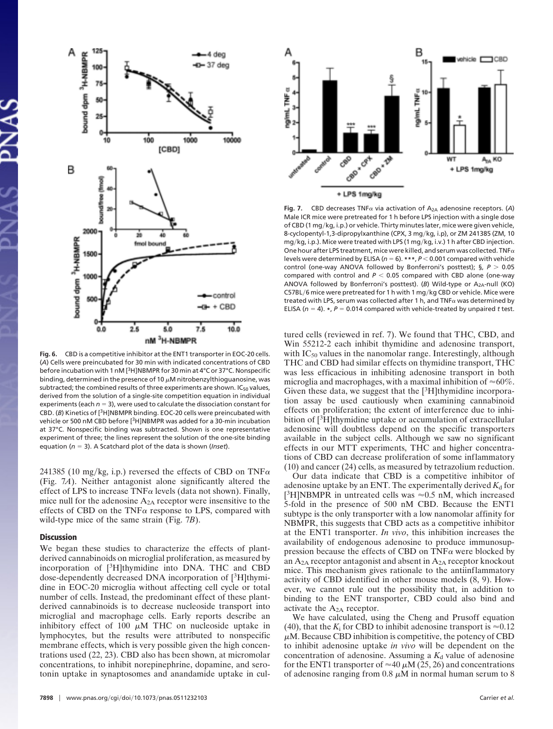**Fig. 6.** CBD is a competitive inhibitor at the ENT1 transporter in EOC-20 cells. (*A*) Cells were preincubated for 30 min with indicated concentrations of CBD before incubation with 1 nM [$^3$H]NBMPR for 30 min at 4°C or 37°C. Nonspecific binding, determined in the presence of 10 $\mu$M nitrobenzylthioguanosine, was subtracted; the combined results of three experiments are shown. $IC_{50}$ values, derived from the solution of a single-site competition equation in individual experiments (each $n = 3$), were used to calculate the dissociation constant for CBD. (*B*) Kinetics of [$^3$H]NBMPR binding. EOC-20 cells were preincubated with vehicle or 500 nM CBD before [$^3$H]NBMPR was added for a 30-min incubation at 37°C. Nonspecific binding was subtracted. Shown is one representative experiment of three; the lines represent the solution of the one-site binding equation ($n = 3$). A Scatchard plot of the data is shown (*Inset*).

**Fig. 7.** CBD decreases TNF$\alpha$ via activation of $A_{2A}$ adenosine receptors. (*A*) Male ICR mice were pretreated for 1 h before LPS injection with a single dose of CBD (1 mg/kg, i.p.) or vehicle. Thirty minutes later, mice were given vehicle, 8-cyclopentyl-1,3-dipropylxanthine (CPX, 3 mg/kg, i.p), or ZM 241385 (ZM, 10 mg/kg, i.p.). Mice were treated with LPS (1 mg/kg, i.v.) 1 h after CBD injection. One hour after LPS treatment, mice were killed, and serum was collected. TNF$\alpha$ levels were determined by ELISA ($n = 6$). ***, $P < 0.001$ compared with vehicle control (one-way ANOVA followed by Bonferroni's posttest); §, $P > 0.05$ compared with control and $P < 0.05$ compared with CBD alone (one-way ANOVA followed by Bonferroni's posttest). (*B*) Wild-type or $A_{2A}$-null (KO) C57BL/6 mice were pretreated for 1 h with 1 mg/kg CBD or vehicle. Mice were treated with LPS, serum was collected after 1 h, and TNF$\alpha$ was determined by ELISA ($n = 4$). *, $P = 0.014$ compared with vehicle-treated by unpaired *t* test.

241385 (10 mg/kg, i.p.) reversed the effects of CBD on TNF$\alpha$ (Fig. 7*A*). Neither antagonist alone significantly altered the effect of LPS to increase TNF$\alpha$ levels (data not shown). Finally, mice null for the adenosine $A_{2A}$ receptor were insensitive to the effects of CBD on the TNF$\alpha$ response to LPS, compared with wild-type mice of the same strain (Fig. 7*B*).

## Discussion

We began these studies to characterize the effects of plant-derived cannabinoids on microglial proliferation, as measured by incorporation of [$^3$H]thymidine into DNA. THC and CBD dose-dependently decreased DNA incorporation of [$^3$H]thymidine in EOC-20 microglia without affecting cell cycle or total number of cells. Instead, the predominant effect of these plant-derived cannabinoids is to decrease nucleoside transport into microglial and macrophage cells. Early reports describe an inhibitory effect of 100 $\mu$M THC on nucleoside uptake in lymphocytes, but the results were attributed to nonspecific membrane effects, which is very possible given the high concentrations used (22, 23). CBD also has been shown, at micromolar concentrations, to inhibit norepinephrine, dopamine, and serotonin uptake in synaptosomes and anandamide uptake in cultured cells (reviewed in ref. 7). We found that THC, CBD, and Win 55212-2 each inhibit thymidine and adenosine transport, with $IC_{50}$ values in the nanomolar range. Interestingly, although THC and CBD had similar effects on thymidine transport, THC was less efficacious in inhibiting adenosine transport in both microglia and macrophages, with a maximal inhibition of ≈60%. Given these data, we suggest that the [$^3$H]thymidine incorporation assay be used cautiously when examining cannabinoid effects on proliferation; the extent of interference due to inhibition of [$^3$H]thymidine uptake or accumulation of extracellular adenosine will doubtless depend on the specific transporters available in the subject cells. Although we saw no significant effects in our MTT experiments, THC and higher concentrations of CBD can decrease proliferation of some inflammatory (10) and cancer (24) cells, as measured by tetrazolium reduction.

Our data indicate that CBD is a competitive inhibitor of adenosine uptake by an ENT. The experimentally derived $K_d$ for [$^3$H]NBMPR in untreated cells was ≈0.5 nM, which increased 5-fold in the presence of 500 nM CBD. Because the ENT1 subtype is the only transporter with a low nanomolar affinity for NBMPR, this suggests that CBD acts as a competitive inhibitor at the ENT1 transporter. *In vivo*, this inhibition increases the availability of endogenous adenosine to produce immunosuppression because the effects of CBD on TNF$\alpha$ were blocked by an $A_{2A}$ receptor antagonist and absent in $A_{2A}$ receptor knockout mice. This mechanism gives rationale to the antiinflammatory activity of CBD identified in other mouse models (8, 9). However, we cannot rule out the possibility that, in addition to binding to the ENT transporter, CBD could also bind and activate the $A_{2A}$ receptor.

We have calculated, using the Cheng and Prusoff equation (40), that the $K_i$ for CBD to inhibit adenosine transport is ≈0.12 $\mu$M. Because CBD inhibition is competitive, the potency of CBD to inhibit adenosine uptake *in vivo* will be dependent on the concentration of adenosine. Assuming a $K_d$ value of adenosine for the ENT1 transporter of ≈40 $\mu$M (25, 26) and concentrations of adenosine ranging from 0.8 $\mu$M in normal human serum to 8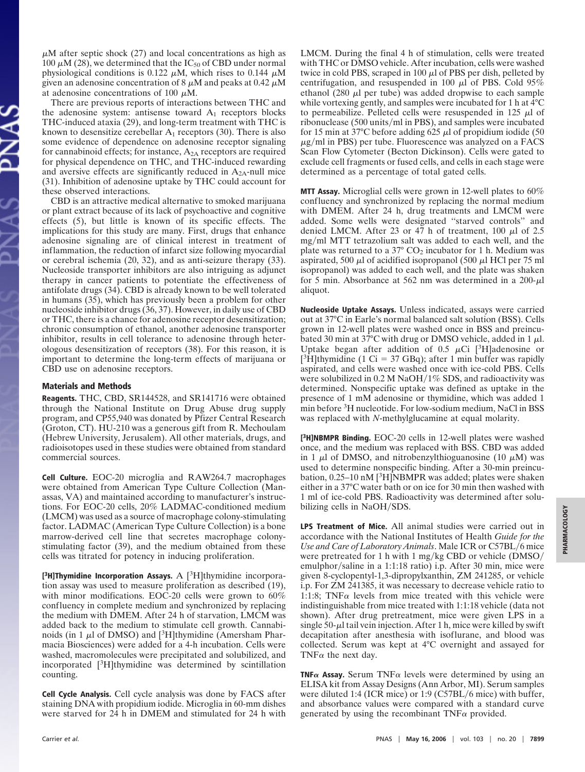μM after septic shock (27) and local concentrations as high as 100 μM (28), we determined that the $IC_{50}$ of CBD under normal physiological conditions is 0.122 μM, which rises to 0.144 μM given an adenosine concentration of 8 μM and peaks at 0.42 μM at adenosine concentrations of 100 μM.

There are previous reports of interactions between THC and the adenosine system: antisense toward $A_1$ receptors blocks THC-induced ataxia (29), and long-term treatment with THC is known to desensitize cerebellar $A_1$ receptors (30). There is also some evidence of dependence on adenosine receptor signaling for cannabinoid effects; for instance, $A_{2A}$ receptors are required for physical dependence on THC, and THC-induced rewarding and aversive effects are significantly reduced in $A_{2A}$-null mice (31). Inhibition of adenosine uptake by THC could account for these observed interactions.

CBD is an attractive medical alternative to smoked marijuana or plant extract because of its lack of psychoactive and cognitive effects (5), but little is known of its specific effects. The implications for this study are many. First, drugs that enhance adenosine signaling are of clinical interest in treatment of inflammation, the reduction of infarct size following myocardial or cerebral ischemia (20, 32), and as anti-seizure therapy (33). Nucleoside transporter inhibitors are also intriguing as adjunct therapy in cancer patients to potentiate the effectiveness of antifolate drugs (34). CBD is already known to be well tolerated in humans (35), which has previously been a problem for other nucleoside inhibitor drugs (36, 37). However, in daily use of CBD or THC, there is a chance for adenosine receptor desensitization; chronic consumption of ethanol, another adenosine transporter inhibitor, results in cell tolerance to adenosine through heterologous desensitization of receptors (38). For this reason, it is important to determine the long-term effects of marijuana or CBD use on adenosine receptors.

## Materials and Methods

**Reagents.** THC, CBD, SR144528, and SR141716 were obtained through the National Institute on Drug Abuse drug supply program, and CP55,940 was donated by Pfizer Central Research (Groton, CT). HU-210 was a generous gift from R. Mechoulam (Hebrew University, Jerusalem). All other materials, drugs, and radioisotopes used in these studies were obtained from standard commercial sources.

**Cell Culture.** EOC-20 microglia and RAW264.7 macrophages were obtained from American Type Culture Collection (Manassas, VA) and maintained according to manufacturer's instructions. For EOC-20 cells, 20% LADMAC-conditioned medium (LMCM) was used as a source of macrophage colony-stimulating factor. LADMAC (American Type Culture Collection) is a bone marrow-derived cell line that secretes macrophage colony-stimulating factor (39), and the medium obtained from these cells was titrated for potency in inducing proliferation.

**[³H]Thymidine Incorporation Assays.** A [³H]thymidine incorporation assay was used to measure proliferation as described (19), with minor modifications. EOC-20 cells were grown to 60% confluency in complete medium and synchronized by replacing the medium with DMEM. After 24 h of starvation, LMCM was added back to the medium to stimulate cell growth. Cannabinoids (in 1 μl of DMSO) and [³H]thymidine (Amersham Pharmacia Biosciences) were added for a 4-h incubation. Cells were washed, macromolecules were precipitated and solubilized, and incorporated [³H]thymidine was determined by scintillation counting.

**Cell Cycle Analysis.** Cell cycle analysis was done by FACS after staining DNA with propidium iodide. Microglia in 60-mm dishes were starved for 24 h in DMEM and stimulated for 24 h with LMCM. During the final 4 h of stimulation, cells were treated with THC or DMSO vehicle. After incubation, cells were washed twice in cold PBS, scraped in 100 μl of PBS per dish, pelleted by centrifugation, and resuspended in 100 μl of PBS. Cold 95% ethanol (280 μl per tube) was added dropwise to each sample while vortexing gently, and samples were incubated for 1 h at 4°C to permeabilize. Pelleted cells were resuspended in 125 μl of ribonuclease (500 units/ml in PBS), and samples were incubated for 15 min at 37°C before adding 625 μl of propidium iodide (50 μg/ml in PBS) per tube. Fluorescence was analyzed on a FACS Scan Flow Cytometer (Becton Dickinson). Cells were gated to exclude cell fragments or fused cells, and cells in each stage were determined as a percentage of total gated cells.

**MTT Assay.** Microglial cells were grown in 12-well plates to 60% confluency and synchronized by replacing the normal medium with DMEM. After 24 h, drug treatments and LMCM were added. Some wells were designated "starved controls" and denied LMCM. After 23 or 47 h of treatment, 100 μl of 2.5 mg/ml MTT tetrazolium salt was added to each well, and the plate was returned to a 37° $CO_2$ incubator for 1 h. Medium was aspirated, 500 μl of acidified isopropanol (500 μl HCl per 75 ml isopropanol) was added to each well, and the plate was shaken for 5 min. Absorbance at 562 nm was determined in a 200-μl aliquot.

**Nucleoside Uptake Assays.** Unless indicated, assays were carried out at 37°C in Earle's normal balanced salt solution (BSS). Cells grown in 12-well plates were washed once in BSS and preincubated 30 min at 37°C with drug or DMSO vehicle, added in 1 μl. Uptake began after addition of 0.5 μCi [³H]adenosine or [³H]thymidine (1 Ci = 37 GBq); after 1 min buffer was rapidly aspirated, and cells were washed once with ice-cold PBS. Cells were solubilized in 0.2 M NaOH/1% SDS, and radioactivity was determined. Nonspecific uptake was defined as uptake in the presence of 1 mM adenosine or thymidine, which was added 1 min before ³H nucleotide. For low-sodium medium, NaCl in BSS was replaced with *N*-methylglucamine at equal molarity.

**[³H]NBMPR Binding.** EOC-20 cells in 12-well plates were washed once, and the medium was replaced with BSS. CBD was added in 1 μl of DMSO, and nitrobenzylthioguanosine (10 μM) was used to determine nonspecific binding. After a 30-min preincubation, 0.25–10 nM [³H]NBMPR was added; plates were shaken either in a 37°C water bath or on ice for 30 min then washed with 1 ml of ice-cold PBS. Radioactivity was determined after solubilizing cells in NaOH/SDS.

**LPS Treatment of Mice.** All animal studies were carried out in accordance with the National Institutes of Health *Guide for the Use and Care of Laboratory Animals*. Male ICR or C57BL/6 mice were pretreated for 1 h with 1 mg/kg CBD or vehicle (DMSO/emulphor/saline in a 1:1:18 ratio) i.p. After 30 min, mice were given 8-cyclopentyl-1,3-dipropylxanthin, ZM 241285, or vehicle i.p. For ZM 241385, it was necessary to decrease vehicle ratio to 1:1:8; TNFα levels from mice treated with this vehicle were indistinguishable from mice treated with 1:1:18 vehicle (data not shown). After drug pretreatment, mice were given LPS in a single 50-μl tail vein injection. After 1 h, mice were killed by swift decapitation after anesthesia with isoflurane, and blood was collected. Serum was kept at 4°C overnight and assayed for TNFα the next day.

**TNFα Assay.** Serum TNFα levels were determined by using an ELISA kit from Assay Designs (Ann Arbor, MI). Serum samples were diluted 1:4 (ICR mice) or 1:9 (C57BL/6 mice) with buffer, and absorbance values were compared with a standard curve generated by using the recombinant TNFα provided.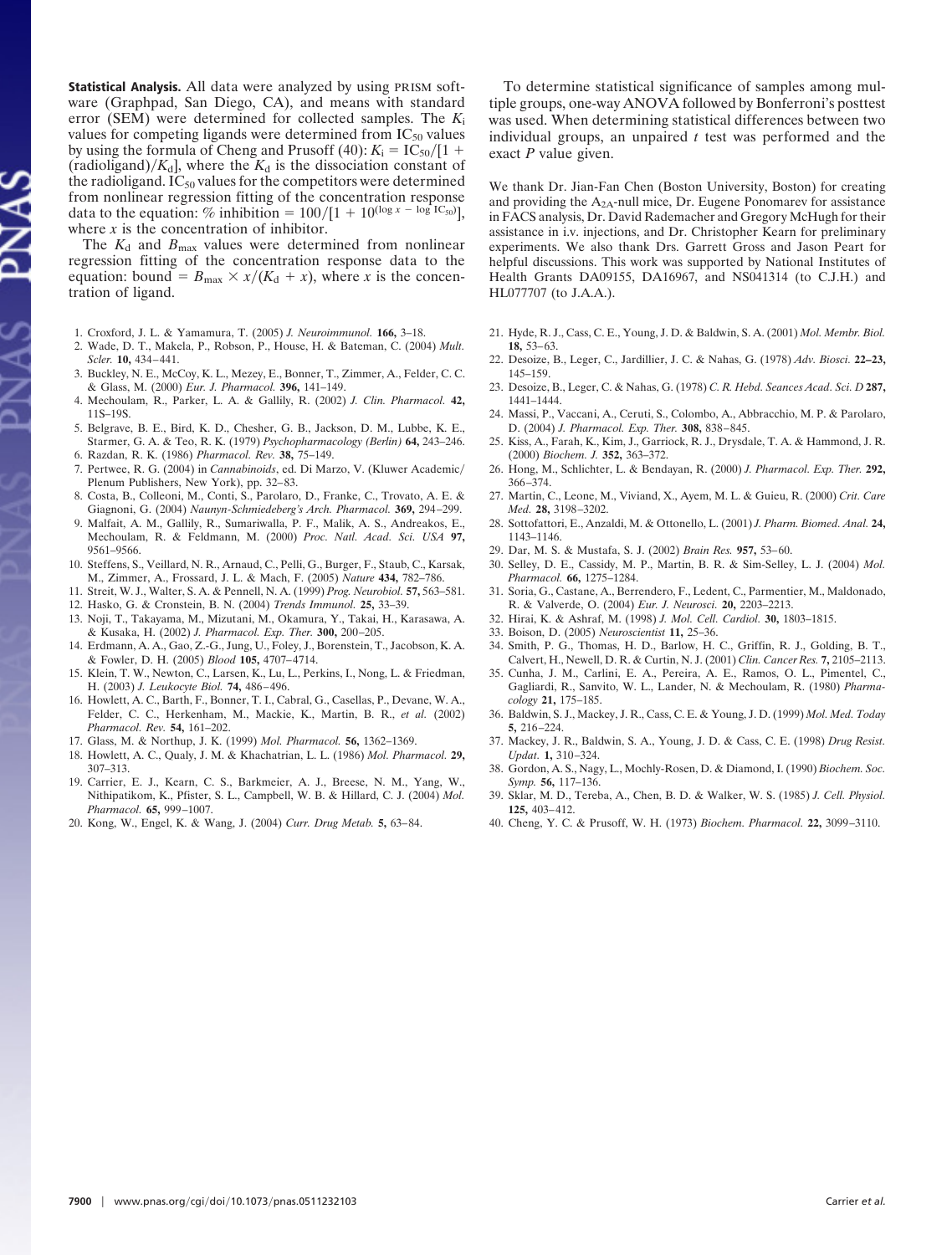**Statistical Analysis.** All data were analyzed by using PRISM software (Graphpad, San Diego, CA), and means with standard error (SEM) were determined for collected samples. The $K_i$ values for competing ligands were determined from $IC_{50}$ values by using the formula of Cheng and Prusoff (40): $K_i = IC_{50}/[1 + (\text{radioligand})/K_d]$, where the $K_d$ is the dissociation constant of the radioligand. $IC_{50}$ values for the competitors were determined from nonlinear regression fitting of the concentration response data to the equation: % inhibition $= 100/[1 + 10^{(\log x - \log IC_{50})}]$, where $x$ is the concentration of inhibitor.

The $K_d$ and $B_{max}$ values were determined from nonlinear regression fitting of the concentration response data to the equation: bound $= B_{max} \times x/(K_d + x)$, where $x$ is the concentration of ligand.

To determine statistical significance of samples among multiple groups, one-way ANOVA followed by Bonferroni's posttest was used. When determining statistical differences between two individual groups, an unpaired $t$ test was performed and the exact $P$ value given.

We thank Dr. Jian-Fan Chen (Boston University, Boston) for creating and providing the $A_{2A}$-null mice, Dr. Eugene Ponomarev for assistance in FACS analysis, Dr. David Rademacher and Gregory McHugh for their assistance in i.v. injections, and Dr. Christopher Kearn for preliminary experiments. We also thank Drs. Garrett Gross and Jason Peart for helpful discussions. This work was supported by National Institutes of Health Grants DA09155, DA16967, and NS041314 (to C.J.H.) and HL077707 (to J.A.A.).

1. Croxford, J. L. & Yamamura, T. (2005) *J. Neuroimmunol.* **166,** 3–18.
2. Wade, D. T., Makela, P., Robson, P., House, H. & Bateman, C. (2004) *Mult. Scler.* **10,** 434–441.
3. Buckley, N. E., McCoy, K. L., Mezey, E., Bonner, T., Zimmer, A., Felder, C. C. & Glass, M. (2000) *Eur. J. Pharmacol.* **396,** 141–149.
4. Mechoulam, R., Parker, L. A. & Gallily, R. (2002) *J. Clin. Pharmacol.* **42,** 11S–19S.
5. Belgrave, B. E., Bird, K. D., Chesher, G. B., Jackson, D. M., Lubbe, K. E., Starmer, G. A. & Teo, R. K. (1979) *Psychopharmacology (Berlin)* **64,** 243–246.
6. Razdan, R. K. (1986) *Pharmacol. Rev.* **38,** 75–149.
7. Pertwee, R. G. (2004) in *Cannabinoids*, ed. Di Marzo, V. (Kluwer Academic/Plenum Publishers, New York), pp. 32–83.
8. Costa, B., Colleoni, M., Conti, S., Parolaro, D., Franke, C., Trovato, A. E. & Giagnoni, G. (2004) *Naunyn-Schmiedeberg's Arch. Pharmacol.* **369,** 294–299.
9. Malfait, A. M., Gallily, R., Sumariwalla, P. F., Malik, A. S., Andreakos, E., Mechoulam, R. & Feldmann, M. (2000) *Proc. Natl. Acad. Sci. USA* **97,** 9561–9566.
10. Steffens, S., Veillard, N. R., Arnaud, C., Pelli, G., Burger, F., Staub, C., Karsak, M., Zimmer, A., Frossard, J. L. & Mach, F. (2005) *Nature* **434,** 782–786.
11. Streit, W. J., Walter, S. A. & Pennell, N. A. (1999) *Prog. Neurobiol.* **57,** 563–581.
12. Hasko, G. & Cronstein, B. N. (2004) *Trends Immunol.* **25,** 33–39.
13. Noji, T., Takayama, M., Mizutani, M., Okamura, Y., Takai, H., Karasawa, A. & Kusaka, H. (2002) *J. Pharmacol. Exp. Ther.* **300,** 200–205.
14. Erdmann, A. A., Gao, Z.-G., Jung, U., Foley, J., Borenstein, T., Jacobson, K. A. & Fowler, D. H. (2005) *Blood* **105,** 4707–4714.
15. Klein, T. W., Newton, C., Larsen, K., Lu, L., Perkins, I., Nong, L. & Friedman, H. (2003) *J. Leukocyte Biol.* **74,** 486–496.
16. Howlett, A. C., Barth, F., Bonner, T. I., Cabral, G., Casellas, P., Devane, W. A., Felder, C. C., Herkenham, M., Mackie, K., Martin, B. R., *et al.* (2002) *Pharmacol. Rev.* **54,** 161–202.
17. Glass, M. & Northup, J. K. (1999) *Mol. Pharmacol.* **56,** 1362–1369.
18. Howlett, A. C., Qualy, J. M. & Khachatrian, L. L. (1986) *Mol. Pharmacol.* **29,** 307–313.
19. Carrier, E. J., Kearn, C. S., Barkmeier, A. J., Breese, N. M., Yang, W., Nithipatikom, K., Pfister, S. L., Campbell, W. B. & Hillard, C. J. (2004) *Mol. Pharmacol.* **65,** 999–1007.
20. Kong, W., Engel, K. & Wang, J. (2004) *Curr. Drug Metab.* **5,** 63–84.
21. Hyde, R. J., Cass, C. E., Young, J. D. & Baldwin, S. A. (2001) *Mol. Membr. Biol.* **18,** 53–63.
22. Desoize, B., Leger, C., Jardillier, J. C. & Nahas, G. (1978) *Adv. Biosci.* **22–23,** 145–159.
23. Desoize, B., Leger, C. & Nahas, G. (1978) *C. R. Hebd. Seances Acad. Sci. D* **287,** 1441–1444.
24. Massi, P., Vaccani, A., Ceruti, S., Colombo, A., Abbracchio, M. P. & Parolaro, D. (2004) *J. Pharmacol. Exp. Ther.* **308,** 838–845.
25. Kiss, A., Farah, K., Kim, J., Garriock, R. J., Drysdale, T. A. & Hammond, J. R. (2000) *Biochem. J.* **352,** 363–372.
26. Hong, M., Schlichter, L. & Bendayan, R. (2000) *J. Pharmacol. Exp. Ther.* **292,** 366–374.
27. Martin, C., Leone, M., Viviand, X., Ayem, M. L. & Guieu, R. (2000) *Crit. Care Med.* **28,** 3198–3202.
28. Sottofattori, E., Anzaldi, M. & Ottonello, L. (2001) *J. Pharm. Biomed. Anal.* **24,** 1143–1146.
29. Dar, M. S. & Mustafa, S. J. (2002) *Brain Res.* **957,** 53–60.
30. Selley, D. E., Cassidy, M. P., Martin, B. R. & Sim-Selley, L. J. (2004) *Mol. Pharmacol.* **66,** 1275–1284.
31. Soria, G., Castane, A., Berrendero, F., Ledent, C., Parmentier, M., Maldonado, R. & Valverde, O. (2004) *Eur. J. Neurosci.* **20,** 2203–2213.
32. Hirai, K. & Ashraf, M. (1998) *J. Mol. Cell. Cardiol.* **30,** 1803–1815.
33. Boison, D. (2005) *Neuroscientist* **11,** 25–36.
34. Smith, P. G., Thomas, H. D., Barlow, H. C., Griffin, R. J., Golding, B. T., Calvert, H., Newell, D. R. & Curtin, N. J. (2001) *Clin. Cancer Res.* **7,** 2105–2113.
35. Cunha, J. M., Carlini, E. A., Pereira, A. E., Ramos, O. L., Pimentel, C., Gagliardi, R., Sanvito, W. L., Lander, N. & Mechoulam, R. (1980) *Pharmacology* **21,** 175–185.
36. Baldwin, S. J., Mackey, J. R., Cass, C. E. & Young, J. D. (1999) *Mol. Med. Today* **5,** 216–224.
37. Mackey, J. R., Baldwin, S. A., Young, J. D. & Cass, C. E. (1998) *Drug Resist. Updat.* **1,** 310–324.
38. Gordon, A. S., Nagy, L., Mochly-Rosen, D. & Diamond, I. (1990) *Biochem. Soc. Symp.* **56,** 117–136.
39. Sklar, M. D., Tereba, A., Chen, B. D. & Walker, W. S. (1985) *J. Cell. Physiol.* **125,** 403–412.
40. Cheng, Y. C. & Prusoff, W. H. (1973) *Biochem. Pharmacol.* **22,** 3099–3110.